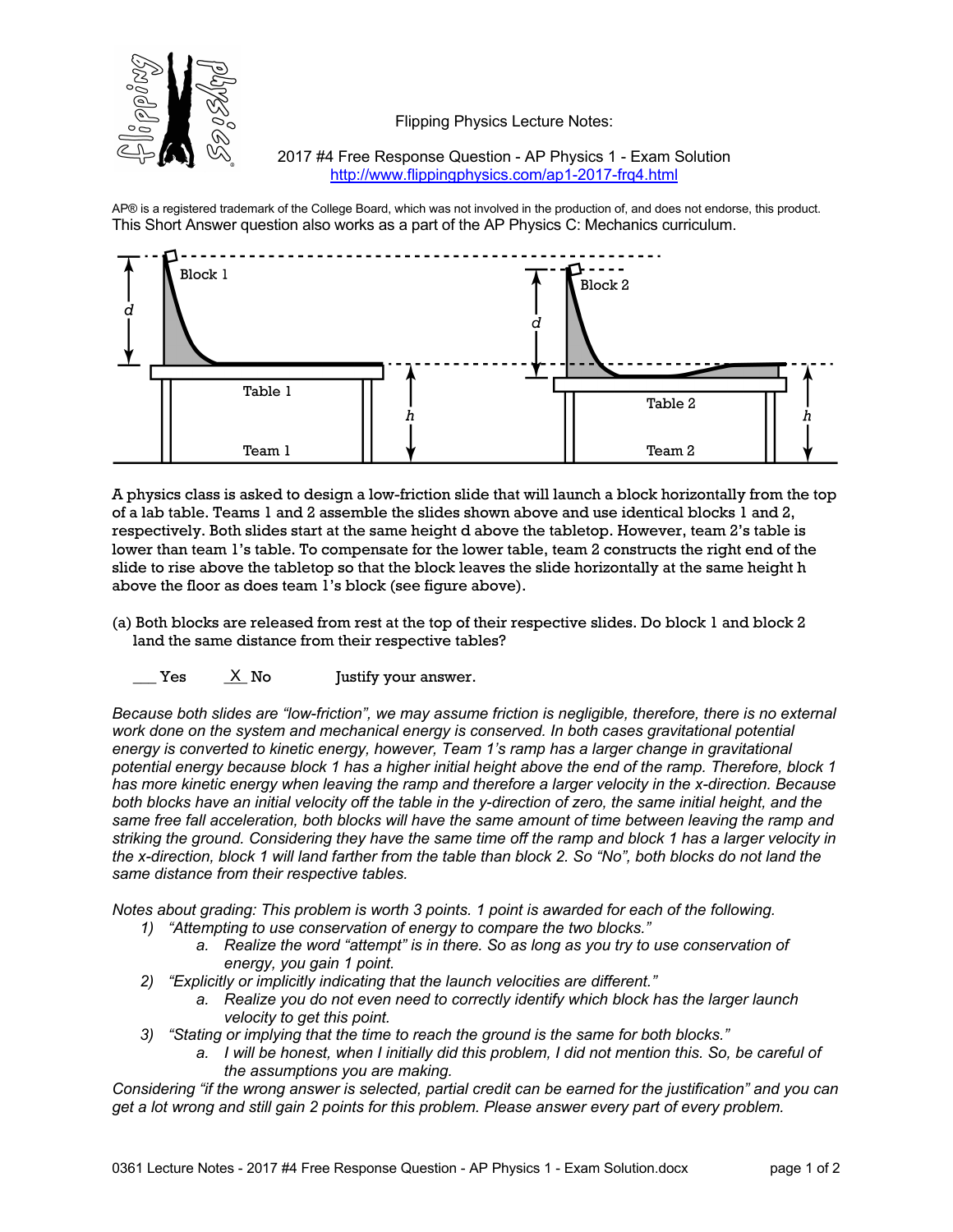Flipping Physics Lecture Notes:

2017 #4 Free Response Question - AP Physics 1 - Exam Solution
http://www.flippingphysics.com/ap1-2017-frq4.html

AP® is a registered trademark of the College Board, which was not involved in the production of, and does not endorse, this product.
This Short Answer question also works as a part of the AP Physics C: Mechanics curriculum.

A physics class is asked to design a low-friction slide that will launch a block horizontally from the top of a lab table. Teams 1 and 2 assemble the slides shown above and use identical blocks 1 and 2, respectively. Both slides start at the same height d above the tabletop. However, team 2's table is lower than team 1's table. To compensate for the lower table, team 2 constructs the right end of the slide to rise above the tabletop so that the block leaves the slide horizontally at the same height h above the floor as does team 1's block (see figure above).

(a) Both blocks are released from rest at the top of their respective slides. Do block 1 and block 2 land the same distance from their respective tables?

___ Yes    _X_ No    Justify your answer.

*Because both slides are "low-friction", we may assume friction is negligible, therefore, there is no external work done on the system and mechanical energy is conserved. In both cases gravitational potential energy is converted to kinetic energy, however, Team 1's ramp has a larger change in gravitational potential energy because block 1 has a higher initial height above the end of the ramp. Therefore, block 1 has more kinetic energy when leaving the ramp and therefore a larger velocity in the x-direction. Because both blocks have an initial velocity off the table in the y-direction of zero, the same initial height, and the same free fall acceleration, both blocks will have the same amount of time between leaving the ramp and striking the ground. Considering they have the same time off the ramp and block 1 has a larger velocity in the x-direction, block 1 will land farther from the table than block 2. So "No", both blocks do not land the same distance from their respective tables.*

*Notes about grading: This problem is worth 3 points. 1 point is awarded for each of the following.*

1) *"Attempting to use conservation of energy to compare the two blocks."*
   a. *Realize the word "attempt" is in there. So as long as you try to use conservation of energy, you gain 1 point.*
2) *"Explicitly or implicitly indicating that the launch velocities are different."*
   a. *Realize you do not even need to correctly identify which block has the larger launch velocity to get this point.*
3) *"Stating or implying that the time to reach the ground is the same for both blocks."*
   a. *I will be honest, when I initially did this problem, I did not mention this. So, be careful of the assumptions you are making.*

*Considering "if the wrong answer is selected, partial credit can be earned for the justification" and you can get a lot wrong and still gain 2 points for this problem. Please answer every part of every problem.*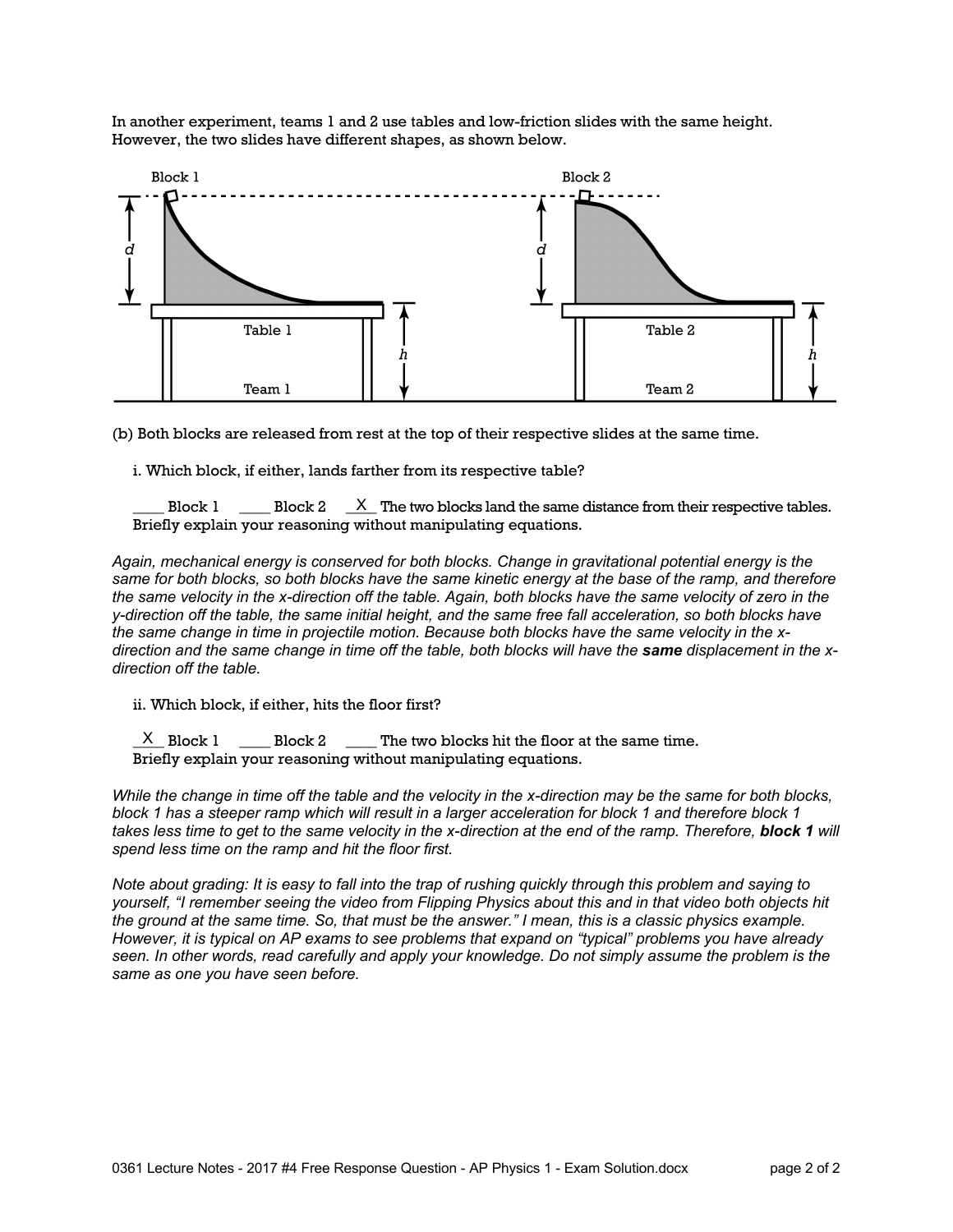In another experiment, teams 1 and 2 use tables and low-friction slides with the same height. However, the two slides have different shapes, as shown below.

Block 1

Block 2

$d$

$d$

Table 1

Table 2

$h$

$h$

Team 1

Team 2

(b) Both blocks are released from rest at the top of their respective slides at the same time.

i. Which block, if either, lands farther from its respective table?

____ Block 1 ____ Block 2 _X_ The two blocks land the same distance from their respective tables.
Briefly explain your reasoning without manipulating equations.

*Again, mechanical energy is conserved for both blocks. Change in gravitational potential energy is the same for both blocks, so both blocks have the same kinetic energy at the base of the ramp, and therefore the same velocity in the x-direction off the table. Again, both blocks have the same velocity of zero in the y-direction off the table, the same initial height, and the same free fall acceleration, so both blocks have the same change in time in projectile motion. Because both blocks have the same velocity in the x-direction and the same change in time off the table, both blocks will have the **same** displacement in the x-direction off the table.*

ii. Which block, if either, hits the floor first?

_X_ Block 1 ____ Block 2 ____ The two blocks hit the floor at the same time.
Briefly explain your reasoning without manipulating equations.

*While the change in time off the table and the velocity in the x-direction may be the same for both blocks, block 1 has a steeper ramp which will result in a larger acceleration for block 1 and therefore block 1 takes less time to get to the same velocity in the x-direction at the end of the ramp. Therefore, **block 1** will spend less time on the ramp and hit the floor first.*

*Note about grading: It is easy to fall into the trap of rushing quickly through this problem and saying to yourself, "I remember seeing the video from Flipping Physics about this and in that video both objects hit the ground at the same time. So, that must be the answer." I mean, this is a classic physics example. However, it is typical on AP exams to see problems that expand on "typical" problems you have already seen. In other words, read carefully and apply your knowledge. Do not simply assume the problem is the same as one you have seen before.*